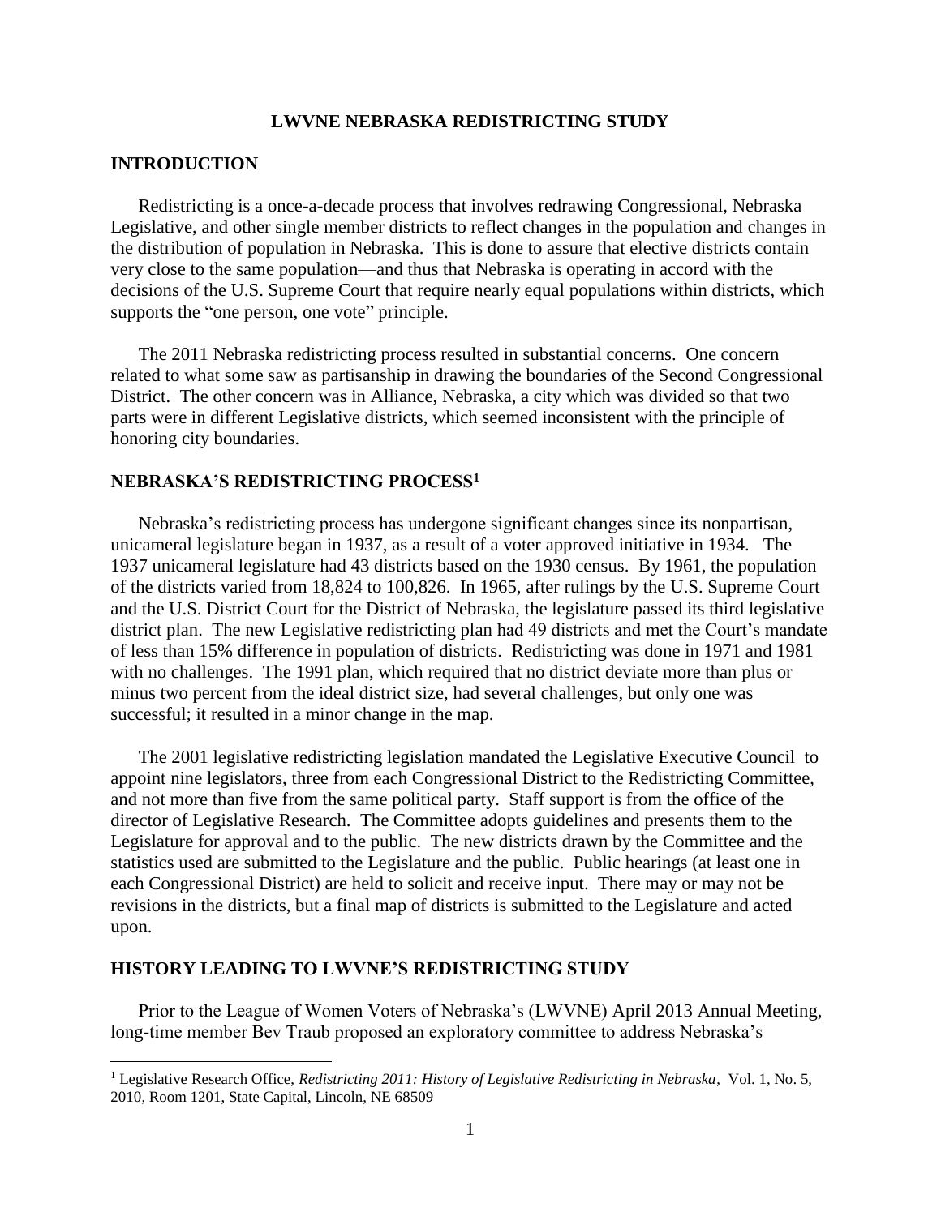# LWVNE NEBRASKA REDISTRICTING STUDY

## INTRODUCTION

Redistricting is a once-a-decade process that involves redrawing Congressional, Nebraska Legislative, and other single member districts to reflect changes in the population and changes in the distribution of population in Nebraska. This is done to assure that elective districts contain very close to the same population—and thus that Nebraska is operating in accord with the decisions of the U.S. Supreme Court that require nearly equal populations within districts, which supports the "one person, one vote" principle.

The 2011 Nebraska redistricting process resulted in substantial concerns. One concern related to what some saw as partisanship in drawing the boundaries of the Second Congressional District. The other concern was in Alliance, Nebraska, a city which was divided so that two parts were in different Legislative districts, which seemed inconsistent with the principle of honoring city boundaries.

## NEBRASKA'S REDISTRICTING PROCESS[1]

Nebraska's redistricting process has undergone significant changes since its nonpartisan, unicameral legislature began in 1937, as a result of a voter approved initiative in 1934. The 1937 unicameral legislature had 43 districts based on the 1930 census. By 1961, the population of the districts varied from 18,824 to 100,826. In 1965, after rulings by the U.S. Supreme Court and the U.S. District Court for the District of Nebraska, the legislature passed its third legislative district plan. The new Legislative redistricting plan had 49 districts and met the Court's mandate of less than 15% difference in population of districts. Redistricting was done in 1971 and 1981 with no challenges. The 1991 plan, which required that no district deviate more than plus or minus two percent from the ideal district size, had several challenges, but only one was successful; it resulted in a minor change in the map.

The 2001 legislative redistricting legislation mandated the Legislative Executive Council to appoint nine legislators, three from each Congressional District to the Redistricting Committee, and not more than five from the same political party. Staff support is from the office of the director of Legislative Research. The Committee adopts guidelines and presents them to the Legislature for approval and to the public. The new districts drawn by the Committee and the statistics used are submitted to the Legislature and the public. Public hearings (at least one in each Congressional District) are held to solicit and receive input. There may or may not be revisions in the districts, but a final map of districts is submitted to the Legislature and acted upon.

## HISTORY LEADING TO LWVNE'S REDISTRICTING STUDY

Prior to the League of Women Voters of Nebraska's (LWVNE) April 2013 Annual Meeting, long-time member Bev Traub proposed an exploratory committee to address Nebraska's

---

[1] Legislative Research Office, *Redistricting 2011: History of Legislative Redistricting in Nebraska*, Vol. 1, No. 5, 2010, Room 1201, State Capital, Lincoln, NE 68509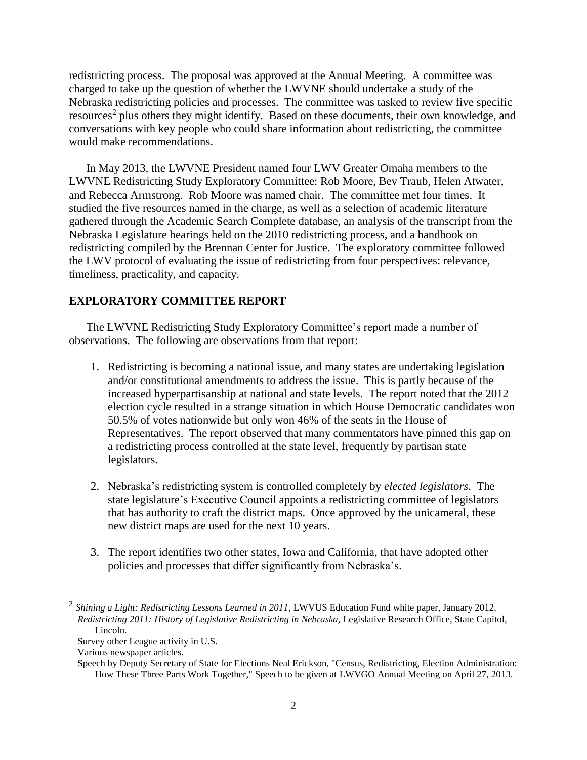redistricting process. The proposal was approved at the Annual Meeting. A committee was charged to take up the question of whether the LWVNE should undertake a study of the Nebraska redistricting policies and processes. The committee was tasked to review five specific resources[2] plus others they might identify. Based on these documents, their own knowledge, and conversations with key people who could share information about redistricting, the committee would make recommendations.

In May 2013, the LWVNE President named four LWV Greater Omaha members to the LWVNE Redistricting Study Exploratory Committee: Rob Moore, Bev Traub, Helen Atwater, and Rebecca Armstrong. Rob Moore was named chair. The committee met four times. It studied the five resources named in the charge, as well as a selection of academic literature gathered through the Academic Search Complete database, an analysis of the transcript from the Nebraska Legislature hearings held on the 2010 redistricting process, and a handbook on redistricting compiled by the Brennan Center for Justice. The exploratory committee followed the LWV protocol of evaluating the issue of redistricting from four perspectives: relevance, timeliness, practicality, and capacity.

## EXPLORATORY COMMITTEE REPORT

The LWVNE Redistricting Study Exploratory Committee's report made a number of observations. The following are observations from that report:

1. Redistricting is becoming a national issue, and many states are undertaking legislation and/or constitutional amendments to address the issue. This is partly because of the increased hyperpartisanship at national and state levels. The report noted that the 2012 election cycle resulted in a strange situation in which House Democratic candidates won 50.5% of votes nationwide but only won 46% of the seats in the House of Representatives. The report observed that many commentators have pinned this gap on a redistricting process controlled at the state level, frequently by partisan state legislators.

2. Nebraska's redistricting system is controlled completely by *elected legislators*. The state legislature's Executive Council appoints a redistricting committee of legislators that has authority to craft the district maps. Once approved by the unicameral, these new district maps are used for the next 10 years.

3. The report identifies two other states, Iowa and California, that have adopted other policies and processes that differ significantly from Nebraska's.

---

[2] *Shining a Light: Redistricting Lessons Learned in 2011,* LWVUS Education Fund white paper, January 2012.
*Redistricting 2011: History of Legislative Redistricting in Nebraska,* Legislative Research Office, State Capitol, Lincoln.
Survey other League activity in U.S.
Various newspaper articles.
Speech by Deputy Secretary of State for Elections Neal Erickson, "Census, Redistricting, Election Administration: How These Three Parts Work Together," Speech to be given at LWVGO Annual Meeting on April 27, 2013.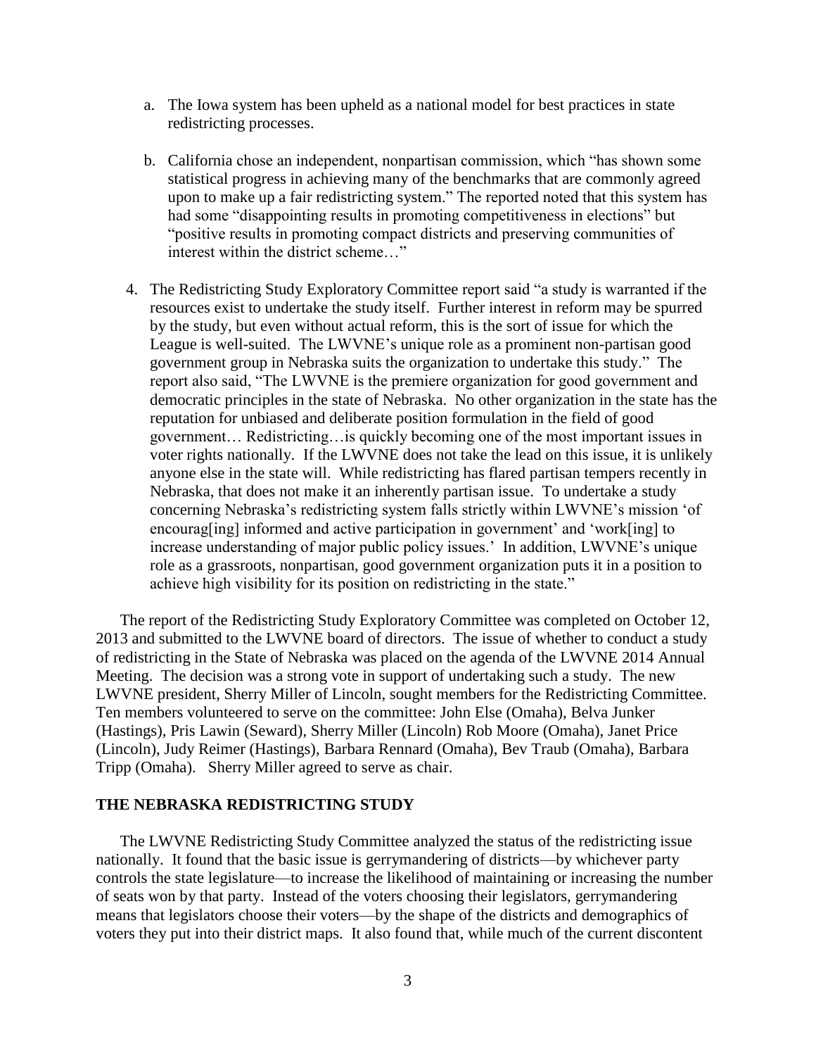a. The Iowa system has been upheld as a national model for best practices in state redistricting processes.

   b. California chose an independent, nonpartisan commission, which "has shown some statistical progress in achieving many of the benchmarks that are commonly agreed upon to make up a fair redistricting system." The reported noted that this system has had some "disappointing results in promoting competitiveness in elections" but "positive results in promoting compact districts and preserving communities of interest within the district scheme…"

4. The Redistricting Study Exploratory Committee report said "a study is warranted if the resources exist to undertake the study itself. Further interest in reform may be spurred by the study, but even without actual reform, this is the sort of issue for which the League is well-suited. The LWVNE's unique role as a prominent non-partisan good government group in Nebraska suits the organization to undertake this study." The report also said, "The LWVNE is the premiere organization for good government and democratic principles in the state of Nebraska. No other organization in the state has the reputation for unbiased and deliberate position formulation in the field of good government… Redistricting…is quickly becoming one of the most important issues in voter rights nationally. If the LWVNE does not take the lead on this issue, it is unlikely anyone else in the state will. While redistricting has flared partisan tempers recently in Nebraska, that does not make it an inherently partisan issue. To undertake a study concerning Nebraska's redistricting system falls strictly within LWVNE's mission 'of encourag[ing] informed and active participation in government' and 'work[ing] to increase understanding of major public policy issues.' In addition, LWVNE's unique role as a grassroots, nonpartisan, good government organization puts it in a position to achieve high visibility for its position on redistricting in the state."

The report of the Redistricting Study Exploratory Committee was completed on October 12, 2013 and submitted to the LWVNE board of directors. The issue of whether to conduct a study of redistricting in the State of Nebraska was placed on the agenda of the LWVNE 2014 Annual Meeting. The decision was a strong vote in support of undertaking such a study. The new LWVNE president, Sherry Miller of Lincoln, sought members for the Redistricting Committee. Ten members volunteered to serve on the committee: John Else (Omaha), Belva Junker (Hastings), Pris Lawin (Seward), Sherry Miller (Lincoln) Rob Moore (Omaha), Janet Price (Lincoln), Judy Reimer (Hastings), Barbara Rennard (Omaha), Bev Traub (Omaha), Barbara Tripp (Omaha). Sherry Miller agreed to serve as chair.

**THE NEBRASKA REDISTRICTING STUDY**

The LWVNE Redistricting Study Committee analyzed the status of the redistricting issue nationally. It found that the basic issue is gerrymandering of districts—by whichever party controls the state legislature—to increase the likelihood of maintaining or increasing the number of seats won by that party. Instead of the voters choosing their legislators, gerrymandering means that legislators choose their voters—by the shape of the districts and demographics of voters they put into their district maps. It also found that, while much of the current discontent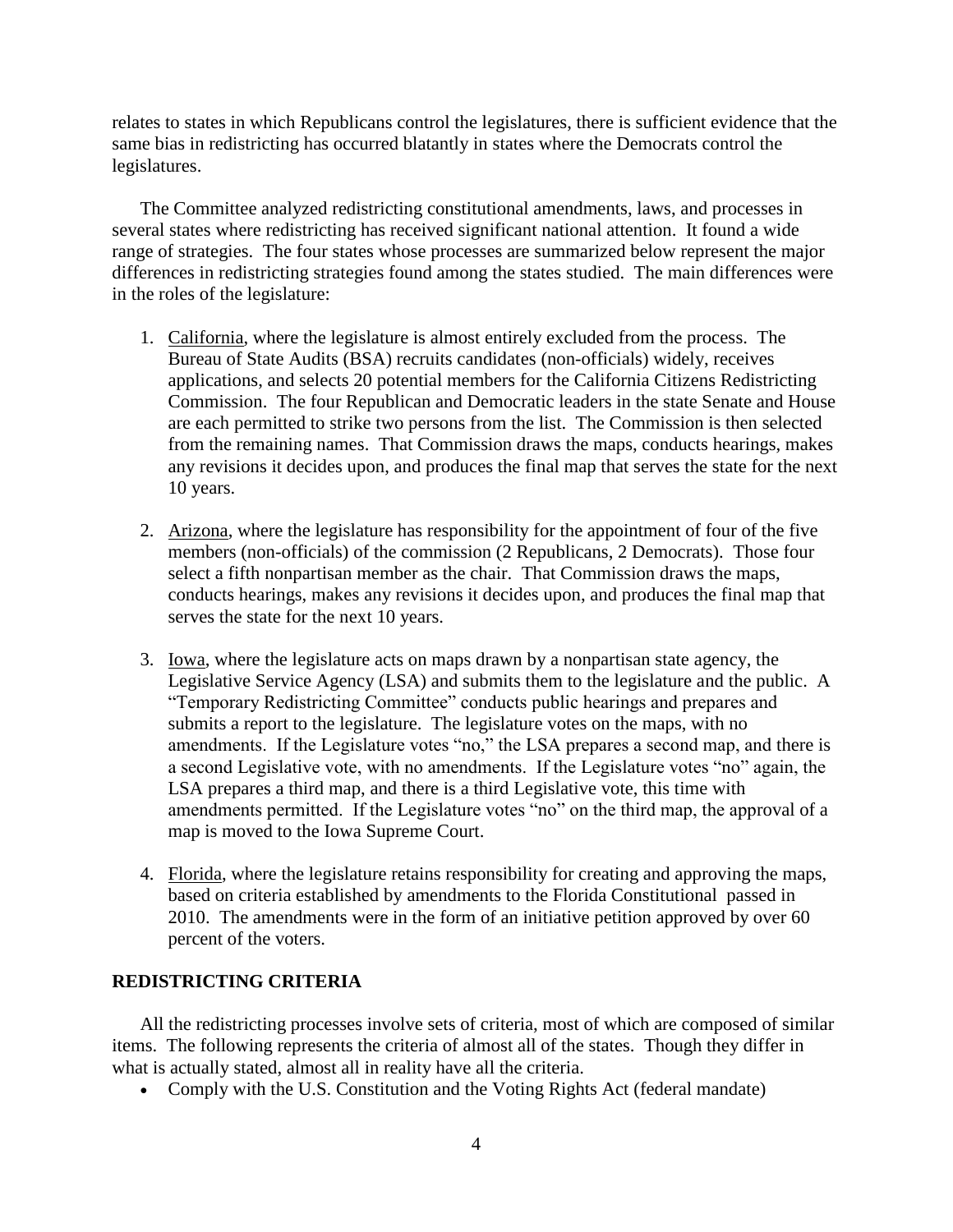relates to states in which Republicans control the legislatures, there is sufficient evidence that the same bias in redistricting has occurred blatantly in states where the Democrats control the legislatures.

The Committee analyzed redistricting constitutional amendments, laws, and processes in several states where redistricting has received significant national attention. It found a wide range of strategies. The four states whose processes are summarized below represent the major differences in redistricting strategies found among the states studied. The main differences were in the roles of the legislature:

1. California, where the legislature is almost entirely excluded from the process. The Bureau of State Audits (BSA) recruits candidates (non-officials) widely, receives applications, and selects 20 potential members for the California Citizens Redistricting Commission. The four Republican and Democratic leaders in the state Senate and House are each permitted to strike two persons from the list. The Commission is then selected from the remaining names. That Commission draws the maps, conducts hearings, makes any revisions it decides upon, and produces the final map that serves the state for the next 10 years.

2. Arizona, where the legislature has responsibility for the appointment of four of the five members (non-officials) of the commission (2 Republicans, 2 Democrats). Those four select a fifth nonpartisan member as the chair. That Commission draws the maps, conducts hearings, makes any revisions it decides upon, and produces the final map that serves the state for the next 10 years.

3. Iowa, where the legislature acts on maps drawn by a nonpartisan state agency, the Legislative Service Agency (LSA) and submits them to the legislature and the public. A "Temporary Redistricting Committee" conducts public hearings and prepares and submits a report to the legislature. The legislature votes on the maps, with no amendments. If the Legislature votes "no," the LSA prepares a second map, and there is a second Legislative vote, with no amendments. If the Legislature votes "no" again, the LSA prepares a third map, and there is a third Legislative vote, this time with amendments permitted. If the Legislature votes "no" on the third map, the approval of a map is moved to the Iowa Supreme Court.

4. Florida, where the legislature retains responsibility for creating and approving the maps, based on criteria established by amendments to the Florida Constitutional passed in 2010. The amendments were in the form of an initiative petition approved by over 60 percent of the voters.

## REDISTRICTING CRITERIA

All the redistricting processes involve sets of criteria, most of which are composed of similar items. The following represents the criteria of almost all of the states. Though they differ in what is actually stated, almost all in reality have all the criteria.

- Comply with the U.S. Constitution and the Voting Rights Act (federal mandate)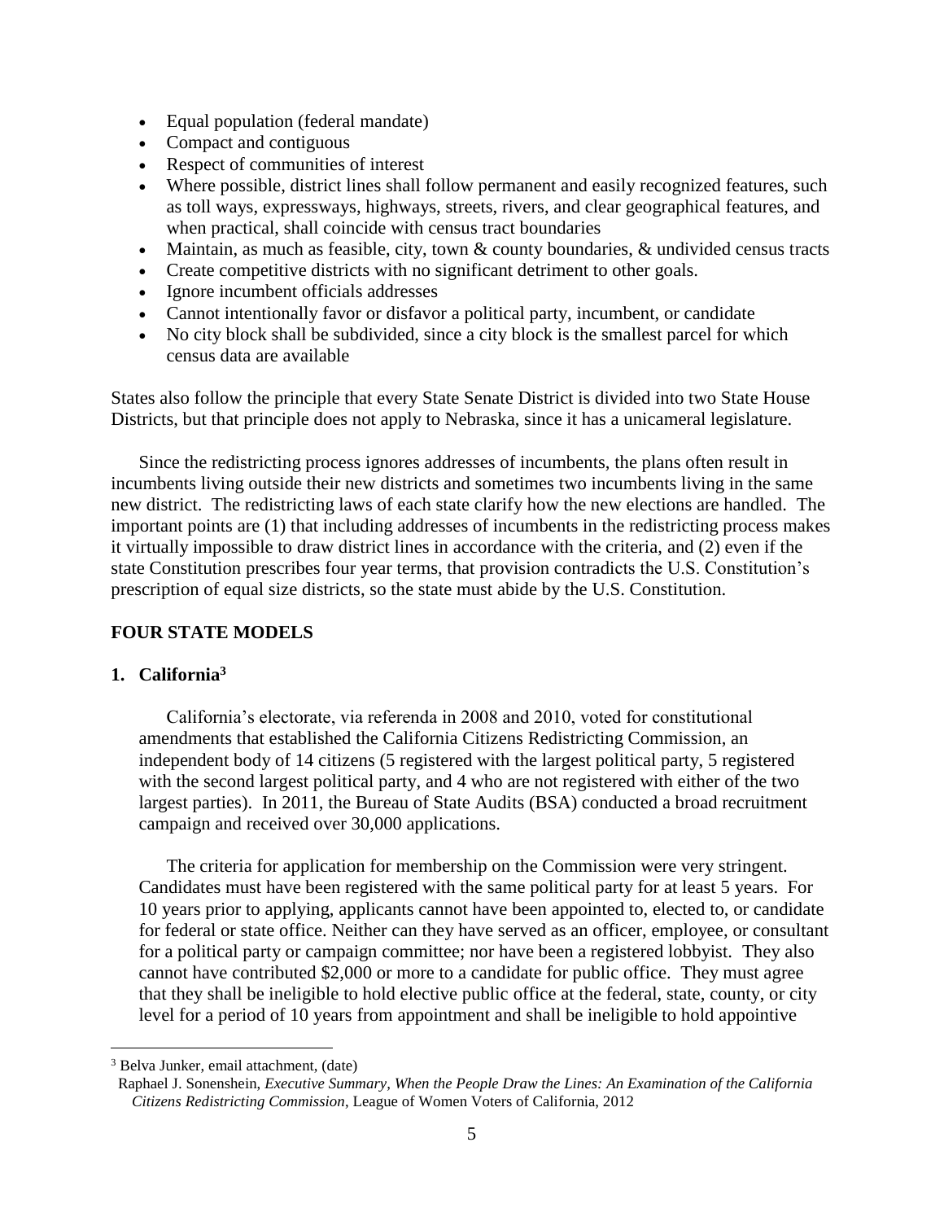- Equal population (federal mandate)
- Compact and contiguous
- Respect of communities of interest
- Where possible, district lines shall follow permanent and easily recognized features, such as toll ways, expressways, highways, streets, rivers, and clear geographical features, and when practical, shall coincide with census tract boundaries
- Maintain, as much as feasible, city, town & county boundaries, & undivided census tracts
- Create competitive districts with no significant detriment to other goals.
- Ignore incumbent officials addresses
- Cannot intentionally favor or disfavor a political party, incumbent, or candidate
- No city block shall be subdivided, since a city block is the smallest parcel for which census data are available

States also follow the principle that every State Senate District is divided into two State House Districts, but that principle does not apply to Nebraska, since it has a unicameral legislature.

Since the redistricting process ignores addresses of incumbents, the plans often result in incumbents living outside their new districts and sometimes two incumbents living in the same new district. The redistricting laws of each state clarify how the new elections are handled. The important points are (1) that including addresses of incumbents in the redistricting process makes it virtually impossible to draw district lines in accordance with the criteria, and (2) even if the state Constitution prescribes four year terms, that provision contradicts the U.S. Constitution's prescription of equal size districts, so the state must abide by the U.S. Constitution.

## FOUR STATE MODELS

### 1. California[3]

California's electorate, via referenda in 2008 and 2010, voted for constitutional amendments that established the California Citizens Redistricting Commission, an independent body of 14 citizens (5 registered with the largest political party, 5 registered with the second largest political party, and 4 who are not registered with either of the two largest parties). In 2011, the Bureau of State Audits (BSA) conducted a broad recruitment campaign and received over 30,000 applications.

The criteria for application for membership on the Commission were very stringent. Candidates must have been registered with the same political party for at least 5 years. For 10 years prior to applying, applicants cannot have been appointed to, elected to, or candidate for federal or state office. Neither can they have served as an officer, employee, or consultant for a political party or campaign committee; nor have been a registered lobbyist. They also cannot have contributed $2,000 or more to a candidate for public office. They must agree that they shall be ineligible to hold elective public office at the federal, state, county, or city level for a period of 10 years from appointment and shall be ineligible to hold appointive

---

[3] Belva Junker, email attachment, (date)
Raphael J. Sonenshein, *Executive Summary, When the People Draw the Lines: An Examination of the California Citizens Redistricting Commission*, League of Women Voters of California, 2012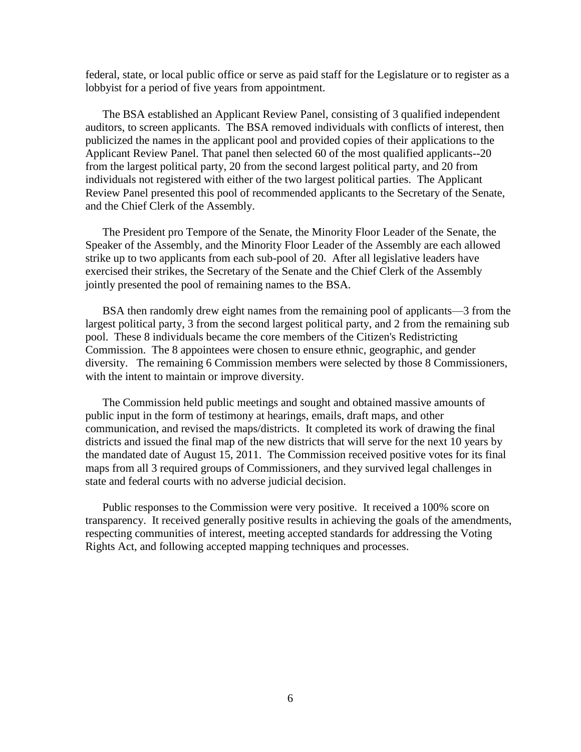federal, state, or local public office or serve as paid staff for the Legislature or to register as a lobbyist for a period of five years from appointment.

The BSA established an Applicant Review Panel, consisting of 3 qualified independent auditors, to screen applicants. The BSA removed individuals with conflicts of interest, then publicized the names in the applicant pool and provided copies of their applications to the Applicant Review Panel. That panel then selected 60 of the most qualified applicants--20 from the largest political party, 20 from the second largest political party, and 20 from individuals not registered with either of the two largest political parties. The Applicant Review Panel presented this pool of recommended applicants to the Secretary of the Senate, and the Chief Clerk of the Assembly.

The President pro Tempore of the Senate, the Minority Floor Leader of the Senate, the Speaker of the Assembly, and the Minority Floor Leader of the Assembly are each allowed strike up to two applicants from each sub-pool of 20. After all legislative leaders have exercised their strikes, the Secretary of the Senate and the Chief Clerk of the Assembly jointly presented the pool of remaining names to the BSA.

BSA then randomly drew eight names from the remaining pool of applicants—3 from the largest political party, 3 from the second largest political party, and 2 from the remaining sub pool. These 8 individuals became the core members of the Citizen's Redistricting Commission. The 8 appointees were chosen to ensure ethnic, geographic, and gender diversity. The remaining 6 Commission members were selected by those 8 Commissioners, with the intent to maintain or improve diversity.

The Commission held public meetings and sought and obtained massive amounts of public input in the form of testimony at hearings, emails, draft maps, and other communication, and revised the maps/districts. It completed its work of drawing the final districts and issued the final map of the new districts that will serve for the next 10 years by the mandated date of August 15, 2011. The Commission received positive votes for its final maps from all 3 required groups of Commissioners, and they survived legal challenges in state and federal courts with no adverse judicial decision.

Public responses to the Commission were very positive. It received a 100% score on transparency. It received generally positive results in achieving the goals of the amendments, respecting communities of interest, meeting accepted standards for addressing the Voting Rights Act, and following accepted mapping techniques and processes.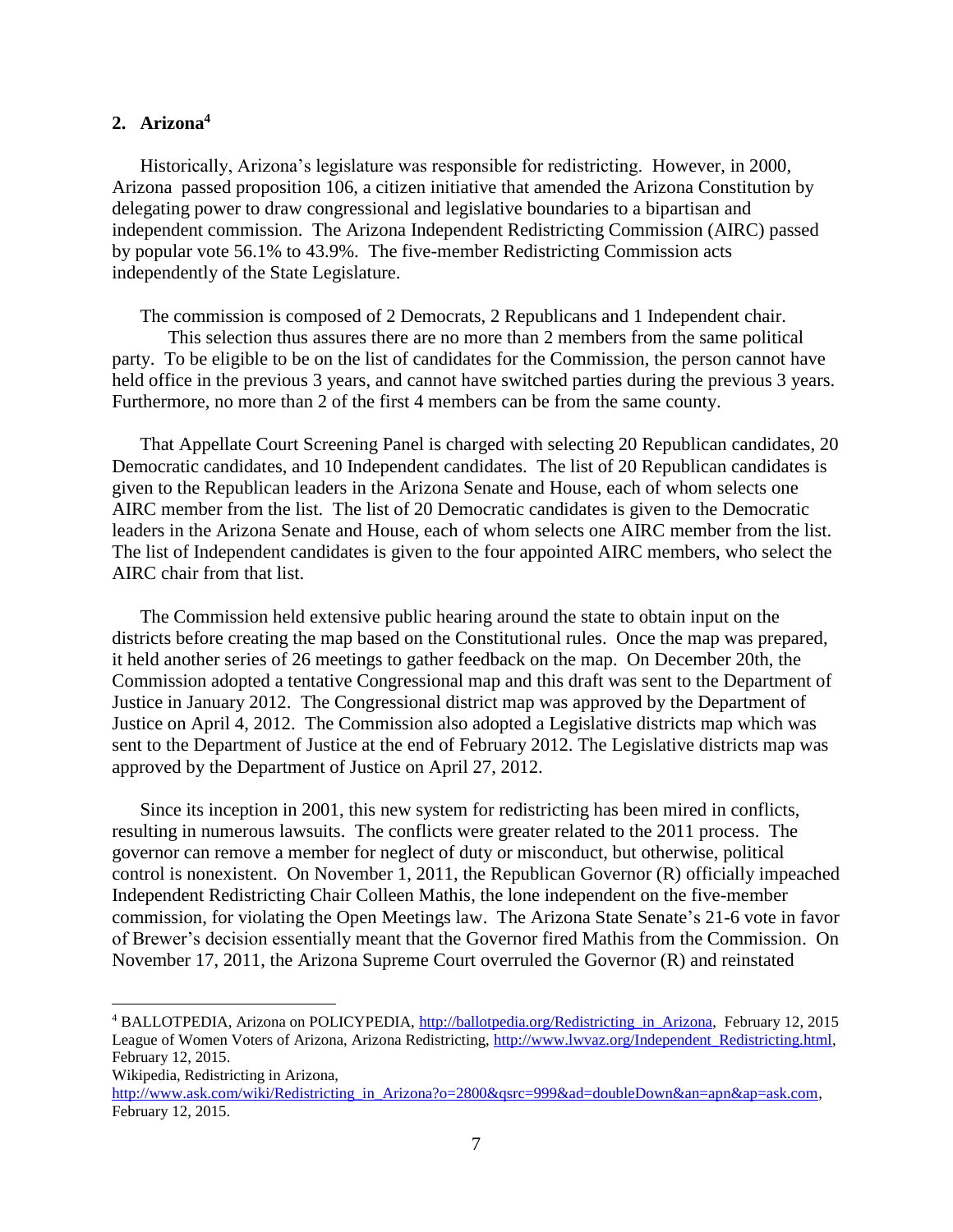## 2. Arizona[4]

Historically, Arizona's legislature was responsible for redistricting. However, in 2000, Arizona passed proposition 106, a citizen initiative that amended the Arizona Constitution by delegating power to draw congressional and legislative boundaries to a bipartisan and independent commission. The Arizona Independent Redistricting Commission (AIRC) passed by popular vote 56.1% to 43.9%. The five-member Redistricting Commission acts independently of the State Legislature.

The commission is composed of 2 Democrats, 2 Republicans and 1 Independent chair. This selection thus assures there are no more than 2 members from the same political party. To be eligible to be on the list of candidates for the Commission, the person cannot have held office in the previous 3 years, and cannot have switched parties during the previous 3 years. Furthermore, no more than 2 of the first 4 members can be from the same county.

That Appellate Court Screening Panel is charged with selecting 20 Republican candidates, 20 Democratic candidates, and 10 Independent candidates. The list of 20 Republican candidates is given to the Republican leaders in the Arizona Senate and House, each of whom selects one AIRC member from the list. The list of 20 Democratic candidates is given to the Democratic leaders in the Arizona Senate and House, each of whom selects one AIRC member from the list. The list of Independent candidates is given to the four appointed AIRC members, who select the AIRC chair from that list.

The Commission held extensive public hearing around the state to obtain input on the districts before creating the map based on the Constitutional rules. Once the map was prepared, it held another series of 26 meetings to gather feedback on the map. On December 20th, the Commission adopted a tentative Congressional map and this draft was sent to the Department of Justice in January 2012. The Congressional district map was approved by the Department of Justice on April 4, 2012. The Commission also adopted a Legislative districts map which was sent to the Department of Justice at the end of February 2012. The Legislative districts map was approved by the Department of Justice on April 27, 2012.

Since its inception in 2001, this new system for redistricting has been mired in conflicts, resulting in numerous lawsuits. The conflicts were greater related to the 2011 process. The governor can remove a member for neglect of duty or misconduct, but otherwise, political control is nonexistent. On November 1, 2011, the Republican Governor (R) officially impeached Independent Redistricting Chair Colleen Mathis, the lone independent on the five-member commission, for violating the Open Meetings law. The Arizona State Senate's 21-6 vote in favor of Brewer's decision essentially meant that the Governor fired Mathis from the Commission. On November 17, 2011, the Arizona Supreme Court overruled the Governor (R) and reinstated

---

[4] BALLOTPEDIA, Arizona on POLICYPEDIA, http://ballotpedia.org/Redistricting_in_Arizona, February 12, 2015 League of Women Voters of Arizona, Arizona Redistricting, http://www.lwvaz.org/Independent_Redistricting.html, February 12, 2015.
Wikipedia, Redistricting in Arizona, http://www.ask.com/wiki/Redistricting_in_Arizona?o=2800&qsrc=999&ad=doubleDown&an=apn&ap=ask.com, February 12, 2015.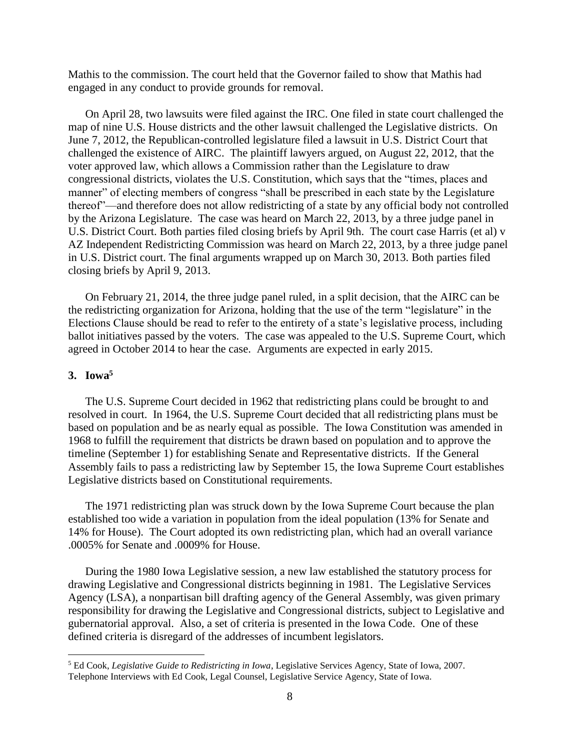Mathis to the commission. The court held that the Governor failed to show that Mathis had engaged in any conduct to provide grounds for removal.

On April 28, two lawsuits were filed against the IRC. One filed in state court challenged the map of nine U.S. House districts and the other lawsuit challenged the Legislative districts. On June 7, 2012, the Republican-controlled legislature filed a lawsuit in U.S. District Court that challenged the existence of AIRC. The plaintiff lawyers argued, on August 22, 2012, that the voter approved law, which allows a Commission rather than the Legislature to draw congressional districts, violates the U.S. Constitution, which says that the "times, places and manner" of electing members of congress "shall be prescribed in each state by the Legislature thereof"—and therefore does not allow redistricting of a state by any official body not controlled by the Arizona Legislature. The case was heard on March 22, 2013, by a three judge panel in U.S. District Court. Both parties filed closing briefs by April 9th. The court case Harris (et al) v AZ Independent Redistricting Commission was heard on March 22, 2013, by a three judge panel in U.S. District court. The final arguments wrapped up on March 30, 2013. Both parties filed closing briefs by April 9, 2013.

On February 21, 2014, the three judge panel ruled, in a split decision, that the AIRC can be the redistricting organization for Arizona, holding that the use of the term "legislature" in the Elections Clause should be read to refer to the entirety of a state's legislative process, including ballot initiatives passed by the voters. The case was appealed to the U.S. Supreme Court, which agreed in October 2014 to hear the case. Arguments are expected in early 2015.

### 3. Iowa[5]

The U.S. Supreme Court decided in 1962 that redistricting plans could be brought to and resolved in court. In 1964, the U.S. Supreme Court decided that all redistricting plans must be based on population and be as nearly equal as possible. The Iowa Constitution was amended in 1968 to fulfill the requirement that districts be drawn based on population and to approve the timeline (September 1) for establishing Senate and Representative districts. If the General Assembly fails to pass a redistricting law by September 15, the Iowa Supreme Court establishes Legislative districts based on Constitutional requirements.

The 1971 redistricting plan was struck down by the Iowa Supreme Court because the plan established too wide a variation in population from the ideal population (13% for Senate and 14% for House). The Court adopted its own redistricting plan, which had an overall variance .0005% for Senate and .0009% for House.

During the 1980 Iowa Legislative session, a new law established the statutory process for drawing Legislative and Congressional districts beginning in 1981. The Legislative Services Agency (LSA), a nonpartisan bill drafting agency of the General Assembly, was given primary responsibility for drawing the Legislative and Congressional districts, subject to Legislative and gubernatorial approval. Also, a set of criteria is presented in the Iowa Code. One of these defined criteria is disregard of the addresses of incumbent legislators.

---

[5] Ed Cook, *Legislative Guide to Redistricting in Iowa*, Legislative Services Agency, State of Iowa, 2007. Telephone Interviews with Ed Cook, Legal Counsel, Legislative Service Agency, State of Iowa.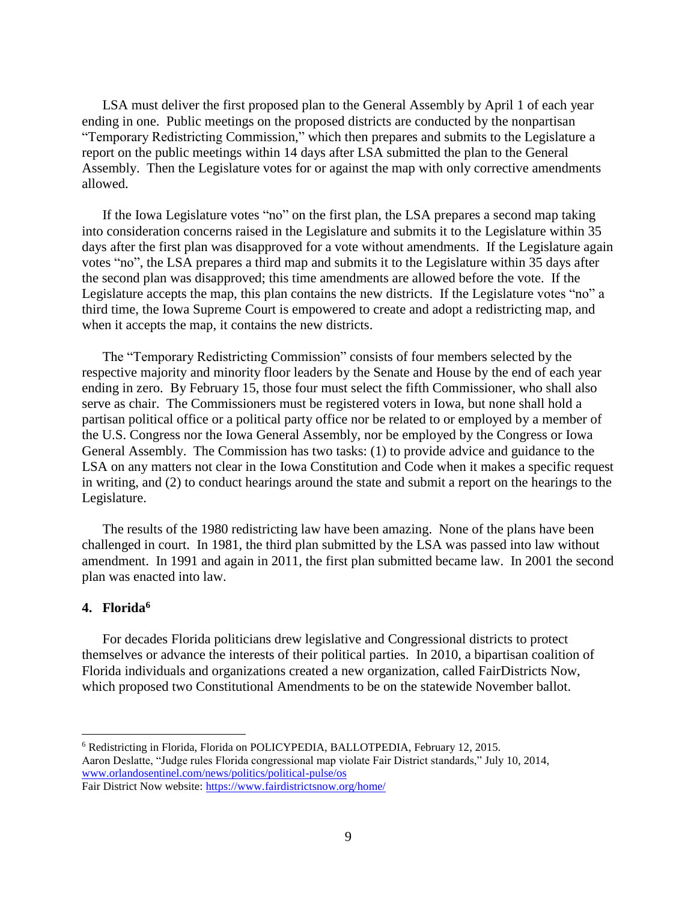LSA must deliver the first proposed plan to the General Assembly by April 1 of each year ending in one. Public meetings on the proposed districts are conducted by the nonpartisan "Temporary Redistricting Commission," which then prepares and submits to the Legislature a report on the public meetings within 14 days after LSA submitted the plan to the General Assembly. Then the Legislature votes for or against the map with only corrective amendments allowed.

If the Iowa Legislature votes "no" on the first plan, the LSA prepares a second map taking into consideration concerns raised in the Legislature and submits it to the Legislature within 35 days after the first plan was disapproved for a vote without amendments. If the Legislature again votes "no", the LSA prepares a third map and submits it to the Legislature within 35 days after the second plan was disapproved; this time amendments are allowed before the vote. If the Legislature accepts the map, this plan contains the new districts. If the Legislature votes "no" a third time, the Iowa Supreme Court is empowered to create and adopt a redistricting map, and when it accepts the map, it contains the new districts.

The "Temporary Redistricting Commission" consists of four members selected by the respective majority and minority floor leaders by the Senate and House by the end of each year ending in zero. By February 15, those four must select the fifth Commissioner, who shall also serve as chair. The Commissioners must be registered voters in Iowa, but none shall hold a partisan political office or a political party office nor be related to or employed by a member of the U.S. Congress nor the Iowa General Assembly, nor be employed by the Congress or Iowa General Assembly. The Commission has two tasks: (1) to provide advice and guidance to the LSA on any matters not clear in the Iowa Constitution and Code when it makes a specific request in writing, and (2) to conduct hearings around the state and submit a report on the hearings to the Legislature.

The results of the 1980 redistricting law have been amazing. None of the plans have been challenged in court. In 1981, the third plan submitted by the LSA was passed into law without amendment. In 1991 and again in 2011, the first plan submitted became law. In 2001 the second plan was enacted into law.

### 4. Florida[6]

For decades Florida politicians drew legislative and Congressional districts to protect themselves or advance the interests of their political parties. In 2010, a bipartisan coalition of Florida individuals and organizations created a new organization, called FairDistricts Now, which proposed two Constitutional Amendments to be on the statewide November ballot.

---

[6] Redistricting in Florida, Florida on POLICYPEDIA, BALLOTPEDIA, February 12, 2015.
Aaron Deslatte, "Judge rules Florida congressional map violate Fair District standards," July 10, 2014, www.orlandosentinel.com/news/politics/political-pulse/os
Fair District Now website: https://www.fairdistrictsnow.org/home/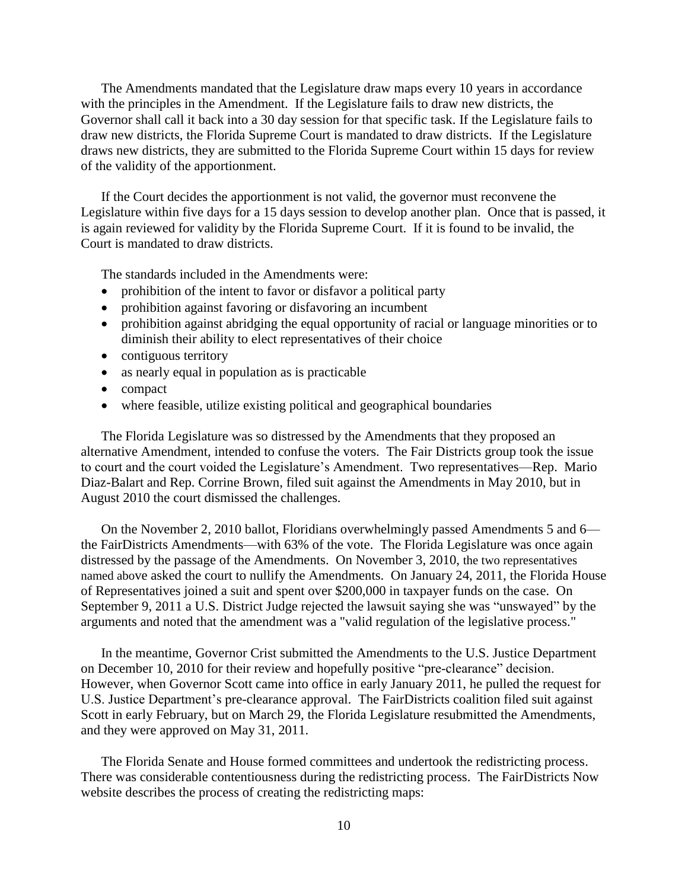The Amendments mandated that the Legislature draw maps every 10 years in accordance with the principles in the Amendment. If the Legislature fails to draw new districts, the Governor shall call it back into a 30 day session for that specific task. If the Legislature fails to draw new districts, the Florida Supreme Court is mandated to draw districts. If the Legislature draws new districts, they are submitted to the Florida Supreme Court within 15 days for review of the validity of the apportionment.

If the Court decides the apportionment is not valid, the governor must reconvene the Legislature within five days for a 15 days session to develop another plan. Once that is passed, it is again reviewed for validity by the Florida Supreme Court. If it is found to be invalid, the Court is mandated to draw districts.

The standards included in the Amendments were:

- prohibition of the intent to favor or disfavor a political party
- prohibition against favoring or disfavoring an incumbent
- prohibition against abridging the equal opportunity of racial or language minorities or to diminish their ability to elect representatives of their choice
- contiguous territory
- as nearly equal in population as is practicable
- compact
- where feasible, utilize existing political and geographical boundaries

The Florida Legislature was so distressed by the Amendments that they proposed an alternative Amendment, intended to confuse the voters. The Fair Districts group took the issue to court and the court voided the Legislature's Amendment. Two representatives—Rep. Mario Diaz-Balart and Rep. Corrine Brown, filed suit against the Amendments in May 2010, but in August 2010 the court dismissed the challenges.

On the November 2, 2010 ballot, Floridians overwhelmingly passed Amendments 5 and 6—the FairDistricts Amendments—with 63% of the vote. The Florida Legislature was once again distressed by the passage of the Amendments. On November 3, 2010, the two representatives named above asked the court to nullify the Amendments. On January 24, 2011, the Florida House of Representatives joined a suit and spent over $200,000 in taxpayer funds on the case. On September 9, 2011 a U.S. District Judge rejected the lawsuit saying she was "unswayed" by the arguments and noted that the amendment was a "valid regulation of the legislative process."

In the meantime, Governor Crist submitted the Amendments to the U.S. Justice Department on December 10, 2010 for their review and hopefully positive "pre-clearance" decision. However, when Governor Scott came into office in early January 2011, he pulled the request for U.S. Justice Department's pre-clearance approval. The FairDistricts coalition filed suit against Scott in early February, but on March 29, the Florida Legislature resubmitted the Amendments, and they were approved on May 31, 2011.

The Florida Senate and House formed committees and undertook the redistricting process. There was considerable contentiousness during the redistricting process. The FairDistricts Now website describes the process of creating the redistricting maps: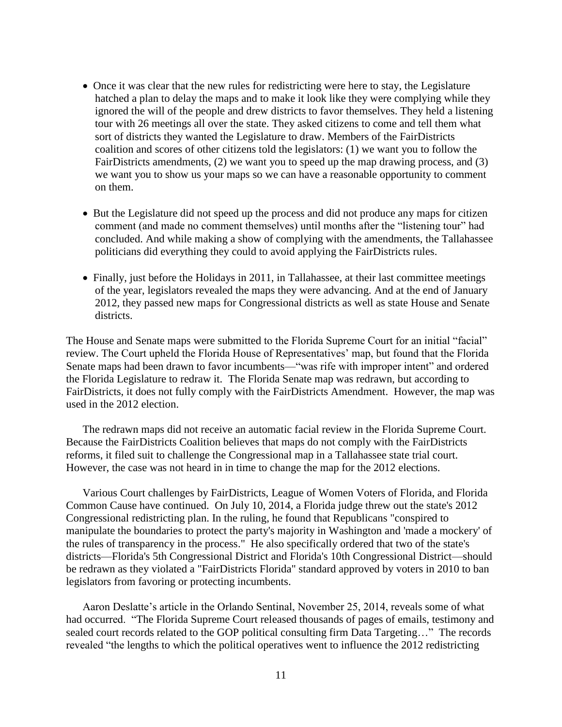- Once it was clear that the new rules for redistricting were here to stay, the Legislature hatched a plan to delay the maps and to make it look like they were complying while they ignored the will of the people and drew districts to favor themselves. They held a listening tour with 26 meetings all over the state. They asked citizens to come and tell them what sort of districts they wanted the Legislature to draw. Members of the FairDistricts coalition and scores of other citizens told the legislators: (1) we want you to follow the FairDistricts amendments, (2) we want you to speed up the map drawing process, and (3) we want you to show us your maps so we can have a reasonable opportunity to comment on them.

- But the Legislature did not speed up the process and did not produce any maps for citizen comment (and made no comment themselves) until months after the "listening tour" had concluded. And while making a show of complying with the amendments, the Tallahassee politicians did everything they could to avoid applying the FairDistricts rules.

- Finally, just before the Holidays in 2011, in Tallahassee, at their last committee meetings of the year, legislators revealed the maps they were advancing. And at the end of January 2012, they passed new maps for Congressional districts as well as state House and Senate districts.

The House and Senate maps were submitted to the Florida Supreme Court for an initial "facial" review. The Court upheld the Florida House of Representatives' map, but found that the Florida Senate maps had been drawn to favor incumbents—"was rife with improper intent" and ordered the Florida Legislature to redraw it. The Florida Senate map was redrawn, but according to FairDistricts, it does not fully comply with the FairDistricts Amendment. However, the map was used in the 2012 election.

The redrawn maps did not receive an automatic facial review in the Florida Supreme Court. Because the FairDistricts Coalition believes that maps do not comply with the FairDistricts reforms, it filed suit to challenge the Congressional map in a Tallahassee state trial court. However, the case was not heard in in time to change the map for the 2012 elections.

Various Court challenges by FairDistricts, League of Women Voters of Florida, and Florida Common Cause have continued. On July 10, 2014, a Florida judge threw out the state's 2012 Congressional redistricting plan. In the ruling, he found that Republicans "conspired to manipulate the boundaries to protect the party's majority in Washington and 'made a mockery' of the rules of transparency in the process." He also specifically ordered that two of the state's districts—Florida's 5th Congressional District and Florida's 10th Congressional District—should be redrawn as they violated a "FairDistricts Florida" standard approved by voters in 2010 to ban legislators from favoring or protecting incumbents.

Aaron Deslatte's article in the Orlando Sentinal, November 25, 2014, reveals some of what had occurred. "The Florida Supreme Court released thousands of pages of emails, testimony and sealed court records related to the GOP political consulting firm Data Targeting…" The records revealed "the lengths to which the political operatives went to influence the 2012 redistricting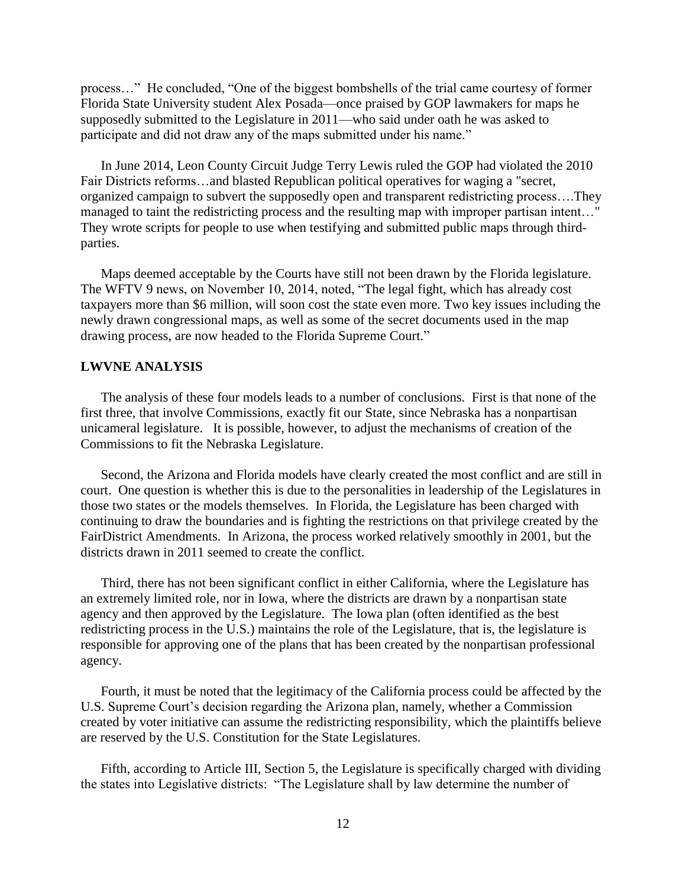process…" He concluded, "One of the biggest bombshells of the trial came courtesy of former Florida State University student Alex Posada—once praised by GOP lawmakers for maps he supposedly submitted to the Legislature in 2011—who said under oath he was asked to participate and did not draw any of the maps submitted under his name."

In June 2014, Leon County Circuit Judge Terry Lewis ruled the GOP had violated the 2010 Fair Districts reforms…and blasted Republican political operatives for waging a "secret, organized campaign to subvert the supposedly open and transparent redistricting process….They managed to taint the redistricting process and the resulting map with improper partisan intent…" They wrote scripts for people to use when testifying and submitted public maps through third-parties.

Maps deemed acceptable by the Courts have still not been drawn by the Florida legislature. The WFTV 9 news, on November 10, 2014, noted, "The legal fight, which has already cost taxpayers more than $6 million, will soon cost the state even more. Two key issues including the newly drawn congressional maps, as well as some of the secret documents used in the map drawing process, are now headed to the Florida Supreme Court."

**LWVNE ANALYSIS**

The analysis of these four models leads to a number of conclusions. First is that none of the first three, that involve Commissions, exactly fit our State, since Nebraska has a nonpartisan unicameral legislature. It is possible, however, to adjust the mechanisms of creation of the Commissions to fit the Nebraska Legislature.

Second, the Arizona and Florida models have clearly created the most conflict and are still in court. One question is whether this is due to the personalities in leadership of the Legislatures in those two states or the models themselves. In Florida, the Legislature has been charged with continuing to draw the boundaries and is fighting the restrictions on that privilege created by the FairDistrict Amendments. In Arizona, the process worked relatively smoothly in 2001, but the districts drawn in 2011 seemed to create the conflict.

Third, there has not been significant conflict in either California, where the Legislature has an extremely limited role, nor in Iowa, where the districts are drawn by a nonpartisan state agency and then approved by the Legislature. The Iowa plan (often identified as the best redistricting process in the U.S.) maintains the role of the Legislature, that is, the legislature is responsible for approving one of the plans that has been created by the nonpartisan professional agency.

Fourth, it must be noted that the legitimacy of the California process could be affected by the U.S. Supreme Court's decision regarding the Arizona plan, namely, whether a Commission created by voter initiative can assume the redistricting responsibility, which the plaintiffs believe are reserved by the U.S. Constitution for the State Legislatures.

Fifth, according to Article III, Section 5, the Legislature is specifically charged with dividing the states into Legislative districts: "The Legislature shall by law determine the number of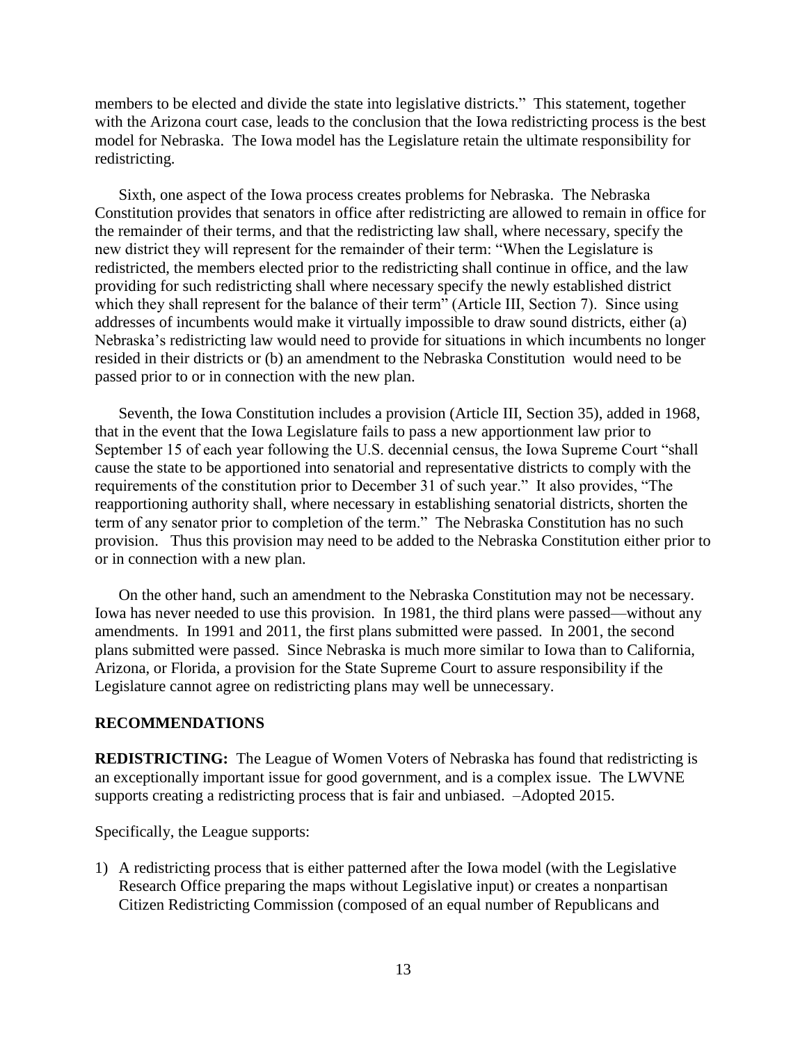members to be elected and divide the state into legislative districts." This statement, together with the Arizona court case, leads to the conclusion that the Iowa redistricting process is the best model for Nebraska. The Iowa model has the Legislature retain the ultimate responsibility for redistricting.

Sixth, one aspect of the Iowa process creates problems for Nebraska. The Nebraska Constitution provides that senators in office after redistricting are allowed to remain in office for the remainder of their terms, and that the redistricting law shall, where necessary, specify the new district they will represent for the remainder of their term: "When the Legislature is redistricted, the members elected prior to the redistricting shall continue in office, and the law providing for such redistricting shall where necessary specify the newly established district which they shall represent for the balance of their term" (Article III, Section 7). Since using addresses of incumbents would make it virtually impossible to draw sound districts, either (a) Nebraska's redistricting law would need to provide for situations in which incumbents no longer resided in their districts or (b) an amendment to the Nebraska Constitution would need to be passed prior to or in connection with the new plan.

Seventh, the Iowa Constitution includes a provision (Article III, Section 35), added in 1968, that in the event that the Iowa Legislature fails to pass a new apportionment law prior to September 15 of each year following the U.S. decennial census, the Iowa Supreme Court "shall cause the state to be apportioned into senatorial and representative districts to comply with the requirements of the constitution prior to December 31 of such year." It also provides, "The reapportioning authority shall, where necessary in establishing senatorial districts, shorten the term of any senator prior to completion of the term." The Nebraska Constitution has no such provision. Thus this provision may need to be added to the Nebraska Constitution either prior to or in connection with a new plan.

On the other hand, such an amendment to the Nebraska Constitution may not be necessary. Iowa has never needed to use this provision. In 1981, the third plans were passed—without any amendments. In 1991 and 2011, the first plans submitted were passed. In 2001, the second plans submitted were passed. Since Nebraska is much more similar to Iowa than to California, Arizona, or Florida, a provision for the State Supreme Court to assure responsibility if the Legislature cannot agree on redistricting plans may well be unnecessary.

## RECOMMENDATIONS

**REDISTRICTING:** The League of Women Voters of Nebraska has found that redistricting is an exceptionally important issue for good government, and is a complex issue. The LWVNE supports creating a redistricting process that is fair and unbiased. –Adopted 2015.

Specifically, the League supports:

1) A redistricting process that is either patterned after the Iowa model (with the Legislative Research Office preparing the maps without Legislative input) or creates a nonpartisan Citizen Redistricting Commission (composed of an equal number of Republicans and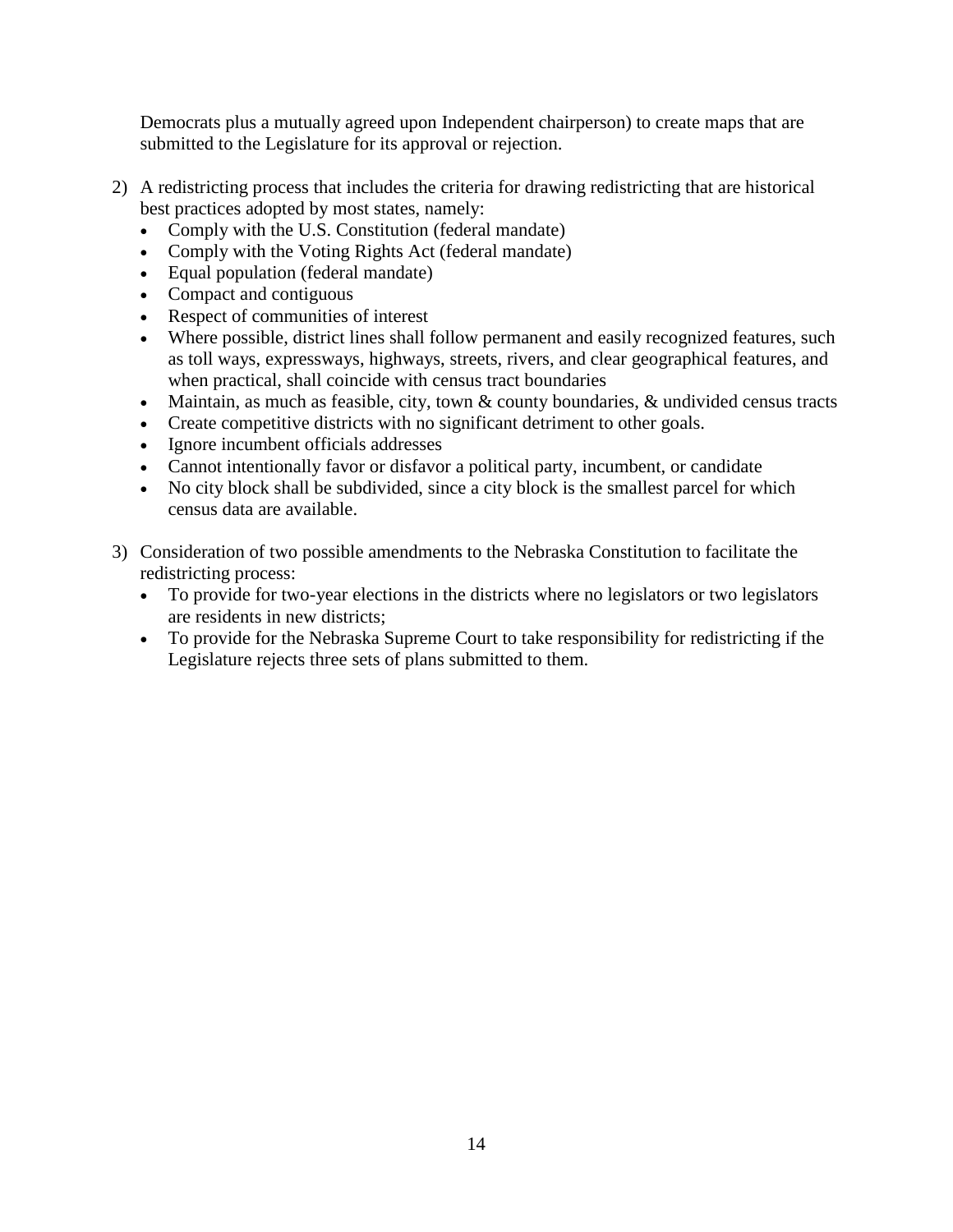Democrats plus a mutually agreed upon Independent chairperson) to create maps that are submitted to the Legislature for its approval or rejection.

2) A redistricting process that includes the criteria for drawing redistricting that are historical best practices adopted by most states, namely:
   - Comply with the U.S. Constitution (federal mandate)
   - Comply with the Voting Rights Act (federal mandate)
   - Equal population (federal mandate)
   - Compact and contiguous
   - Respect of communities of interest
   - Where possible, district lines shall follow permanent and easily recognized features, such as toll ways, expressways, highways, streets, rivers, and clear geographical features, and when practical, shall coincide with census tract boundaries
   - Maintain, as much as feasible, city, town & county boundaries, & undivided census tracts
   - Create competitive districts with no significant detriment to other goals.
   - Ignore incumbent officials addresses
   - Cannot intentionally favor or disfavor a political party, incumbent, or candidate
   - No city block shall be subdivided, since a city block is the smallest parcel for which census data are available.

3) Consideration of two possible amendments to the Nebraska Constitution to facilitate the redistricting process:
   - To provide for two-year elections in the districts where no legislators or two legislators are residents in new districts;
   - To provide for the Nebraska Supreme Court to take responsibility for redistricting if the Legislature rejects three sets of plans submitted to them.